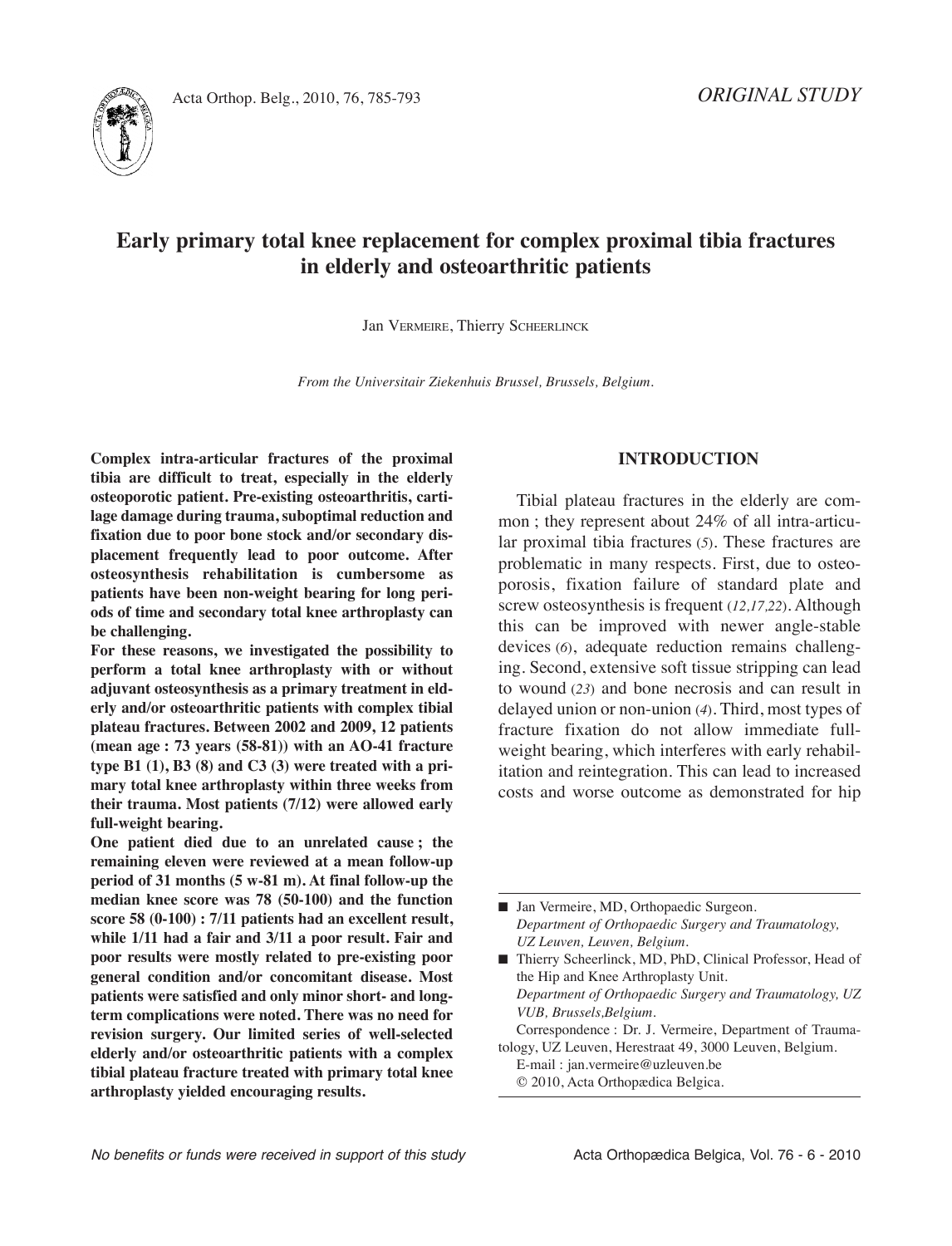*ORIGINAL STUDY*

# Early primary total knee replacement for complex proximal tibia fractures in elderly and osteoarthritic patients

Jan VERMEIRE, Thierry SCHEERLINCK

*From the Universitair Ziekenhuis Brussel, Brussels, Belgium.*

**Complex intra-articular fractures of the proximal tibia are difficult to treat, especially in the elderly osteoporotic patient. Pre-existing osteoarthritis, cartilage damage during trauma, suboptimal reduction and fixation due to poor bone stock and/or secondary displacement frequently lead to poor outcome. After osteosynthesis rehabilitation is cumbersome as patients have been non-weight bearing for long periods of time and secondary total knee arthroplasty can be challenging.**

**For these reasons, we investigated the possibility to perform a total knee arthroplasty with or without adjuvant osteosynthesis as a primary treatment in elderly and/or osteoarthritic patients with complex tibial plateau fractures. Between 2002 and 2009, 12 patients (mean age : 73 years (58-81)) with an AO-41 fracture type B1 (1), B3 (8) and C3 (3) were treated with a primary total knee arthroplasty within three weeks from their trauma. Most patients (7/12) were allowed early full-weight bearing.**

**One patient died due to an unrelated cause ; the remaining eleven were reviewed at a mean follow-up period of 31 months (5 w-81 m). At final follow-up the median knee score was 78 (50-100) and the function score 58 (0-100) : 7/11 patients had an excellent result, while 1/11 had a fair and 3/11 a poor result. Fair and poor results were mostly related to pre-existing poor general condition and/or concomitant disease. Most patients were satisfied and only minor short- and long-term complications were noted. There was no need for revision surgery. Our limited series of well-selected elderly and/or osteoarthritic patients with a complex tibial plateau fracture treated with primary total knee arthroplasty yielded encouraging results.**

## INTRODUCTION

Tibial plateau fractures in the elderly are common ; they represent about 24% of all intra-articular proximal tibia fractures (*5*). These fractures are problematic in many respects. First, due to osteoporosis, fixation failure of standard plate and screw osteosynthesis is frequent (*12,17,22*). Although this can be improved with newer angle-stable devices (*6*), adequate reduction remains challenging. Second, extensive soft tissue stripping can lead to wound (*23*) and bone necrosis and can result in delayed union or non-union (*4*). Third, most types of fracture fixation do not allow immediate full-weight bearing, which interferes with early rehabilitation and reintegration. This can lead to increased costs and worse outcome as demonstrated for hip

---

- Jan Vermeire, MD, Orthopaedic Surgeon.
  *Department of Orthopaedic Surgery and Traumatology, UZ Leuven, Leuven, Belgium.*
- Thierry Scheerlinck, MD, PhD, Clinical Professor, Head of the Hip and Knee Arthroplasty Unit.
  *Department of Orthopaedic Surgery and Traumatology, UZ VUB, Brussels, Belgium.*

Correspondence : Dr. J. Vermeire, Department of Traumatology, UZ Leuven, Herestraat 49, 3000 Leuven, Belgium.
E-mail : jan.vermeire@uzleuven.be
© 2010, Acta Orthopædica Belgica.

*No benefits or funds were received in support of this study*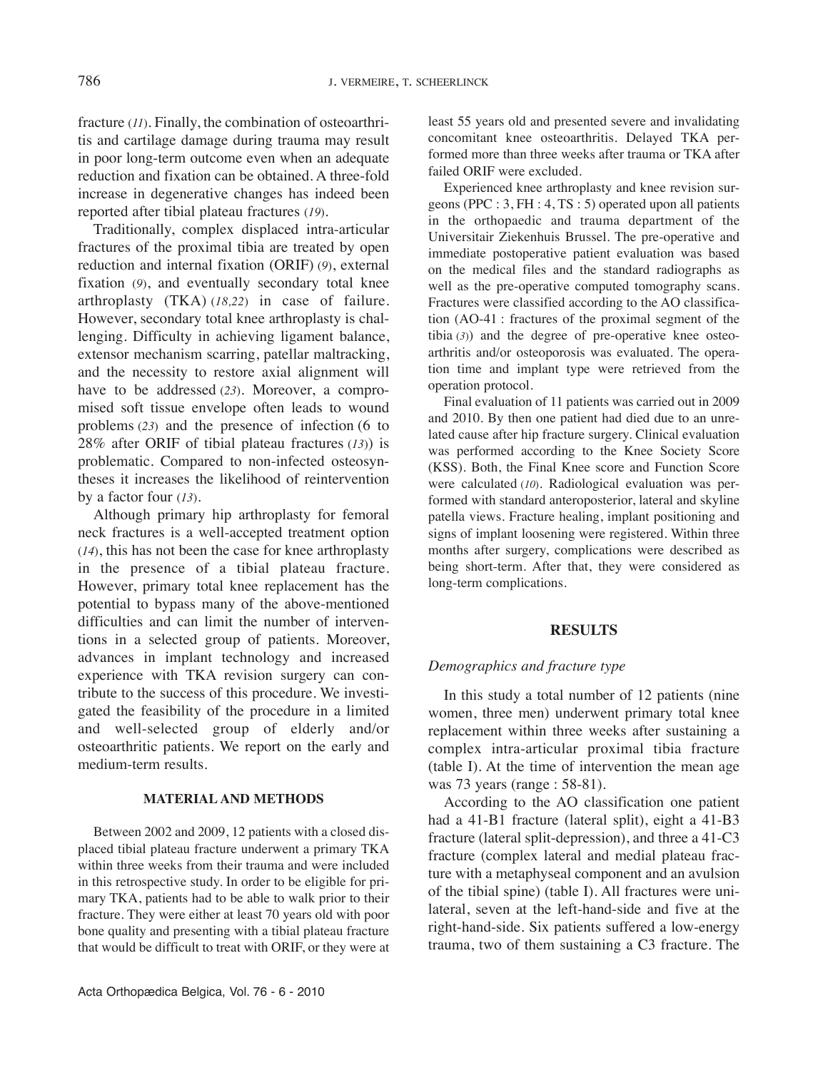fracture (11). Finally, the combination of osteoarthritis and cartilage damage during trauma may result in poor long-term outcome even when an adequate reduction and fixation can be obtained. A three-fold increase in degenerative changes has indeed been reported after tibial plateau fractures (19).

Traditionally, complex displaced intra-articular fractures of the proximal tibia are treated by open reduction and internal fixation (ORIF) (9), external fixation (9), and eventually secondary total knee arthroplasty (TKA) (18,22) in case of failure. However, secondary total knee arthroplasty is challenging. Difficulty in achieving ligament balance, extensor mechanism scarring, patellar maltracking, and the necessity to restore axial alignment will have to be addressed (23). Moreover, a compromised soft tissue envelope often leads to wound problems (23) and the presence of infection (6 to 28% after ORIF of tibial plateau fractures (13)) is problematic. Compared to non-infected osteosyntheses it increases the likelihood of reintervention by a factor four (13).

Although primary hip arthroplasty for femoral neck fractures is a well-accepted treatment option (14), this has not been the case for knee arthroplasty in the presence of a tibial plateau fracture. However, primary total knee replacement has the potential to bypass many of the above-mentioned difficulties and can limit the number of interventions in a selected group of patients. Moreover, advances in implant technology and increased experience with TKA revision surgery can contribute to the success of this procedure. We investigated the feasibility of the procedure in a limited and well-selected group of elderly and/or osteoarthritic patients. We report on the early and medium-term results.

## MATERIAL AND METHODS

Between 2002 and 2009, 12 patients with a closed displaced tibial plateau fracture underwent a primary TKA within three weeks from their trauma and were included in this retrospective study. In order to be eligible for primary TKA, patients had to be able to walk prior to their fracture. They were either at least 70 years old with poor bone quality and presenting with a tibial plateau fracture that would be difficult to treat with ORIF, or they were at least 55 years old and presented severe and invalidating concomitant knee osteoarthritis. Delayed TKA performed more than three weeks after trauma or TKA after failed ORIF were excluded.

Experienced knee arthroplasty and knee revision surgeons (PPC : 3, FH : 4, TS : 5) operated upon all patients in the orthopaedic and trauma department of the Universitair Ziekenhuis Brussel. The pre-operative and immediate postoperative patient evaluation was based on the medical files and the standard radiographs as well as the pre-operative computed tomography scans. Fractures were classified according to the AO classification (AO-41 : fractures of the proximal segment of the tibia (3)) and the degree of pre-operative knee osteoarthritis and/or osteoporosis was evaluated. The operation time and implant type were retrieved from the operation protocol.

Final evaluation of 11 patients was carried out in 2009 and 2010. By then one patient had died due to an unrelated cause after hip fracture surgery. Clinical evaluation was performed according to the Knee Society Score (KSS). Both, the Final Knee score and Function Score were calculated (10). Radiological evaluation was performed with standard anteroposterior, lateral and skyline patella views. Fracture healing, implant positioning and signs of implant loosening were registered. Within three months after surgery, complications were described as being short-term. After that, they were considered as long-term complications.

## RESULTS

### *Demographics and fracture type*

In this study a total number of 12 patients (nine women, three men) underwent primary total knee replacement within three weeks after sustaining a complex intra-articular proximal tibia fracture (table I). At the time of intervention the mean age was 73 years (range : 58-81).

According to the AO classification one patient had a 41-B1 fracture (lateral split), eight a 41-B3 fracture (lateral split-depression), and three a 41-C3 fracture (complex lateral and medial plateau fracture with a metaphyseal component and an avulsion of the tibial spine) (table I). All fractures were unilateral, seven at the left-hand-side and five at the right-hand-side. Six patients suffered a low-energy trauma, two of them sustaining a C3 fracture. The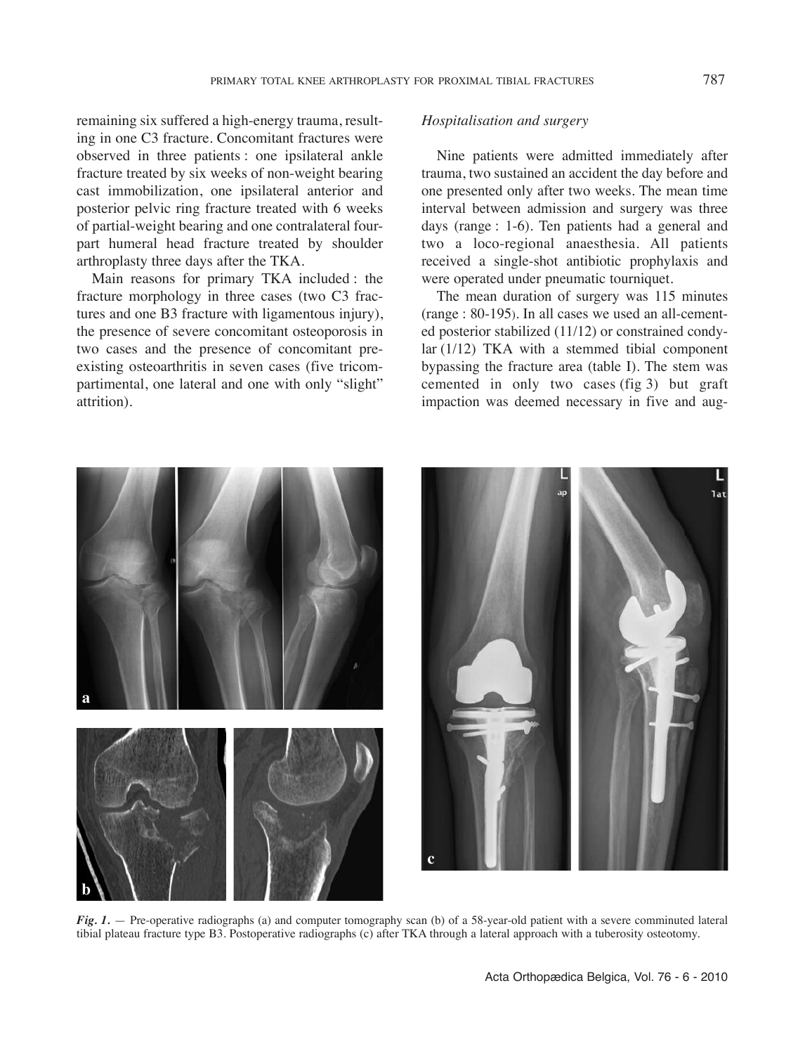remaining six suffered a high-energy trauma, resulting in one C3 fracture. Concomitant fractures were observed in three patients : one ipsilateral ankle fracture treated by six weeks of non-weight bearing cast immobilization, one ipsilateral anterior and posterior pelvic ring fracture treated with 6 weeks of partial-weight bearing and one contralateral four-part humeral head fracture treated by shoulder arthroplasty three days after the TKA.

Main reasons for primary TKA included : the fracture morphology in three cases (two C3 fractures and one B3 fracture with ligamentous injury), the presence of severe concomitant osteoporosis in two cases and the presence of concomitant preexisting osteoarthritis in seven cases (five tricompartimental, one lateral and one with only "slight" attrition).

*Hospitalisation and surgery*

Nine patients were admitted immediately after trauma, two sustained an accident the day before and one presented only after two weeks. The mean time interval between admission and surgery was three days (range : 1-6). Ten patients had a general and two a loco-regional anaesthesia. All patients received a single-shot antibiotic prophylaxis and were operated under pneumatic tourniquet.

The mean duration of surgery was 115 minutes (range : 80-195). In all cases we used an all-cemented posterior stabilized (11/12) or constrained condylar (1/12) TKA with a stemmed tibial component bypassing the fracture area (table I). The stem was cemented in only two cases (fig 3) but graft impaction was deemed necessary in five and aug-

***Fig. 1.*** — Pre-operative radiographs (a) and computer tomography scan (b) of a 58-year-old patient with a severe comminuted lateral tibial plateau fracture type B3. Postoperative radiographs (c) after TKA through a lateral approach with a tuberosity osteotomy.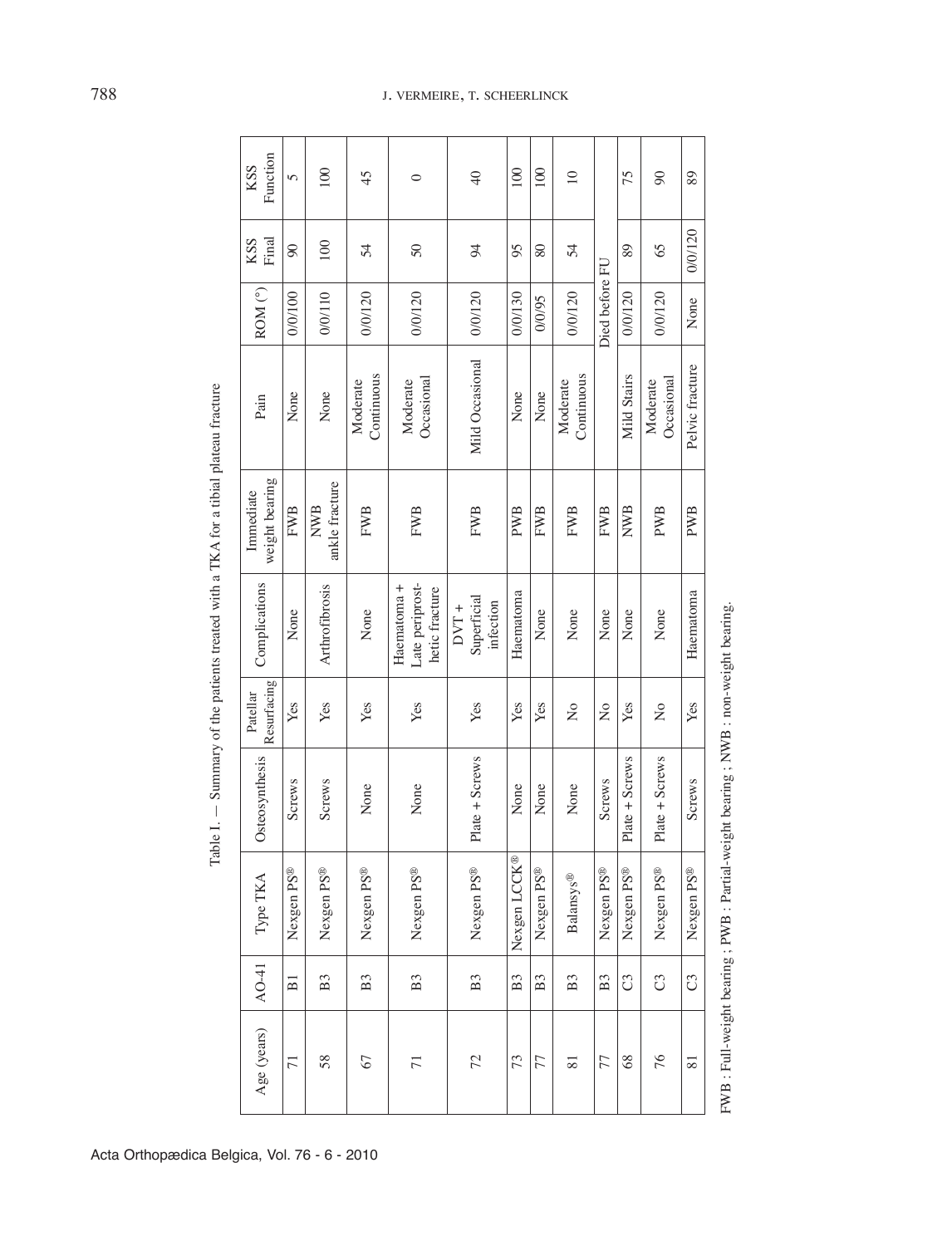Table I. — Summary of the patients treated with a TKA for a tibial plateau fracture

| Age (years) | AO-41 | Type TKA | Osteosynthesis | Patellar Resurfacing | Complications | Immediate weight bearing | Pain | ROM (°) | KSS Final | KSS Function |
|---|---|---|---|---|---|---|---|---|---|---|
| 71 | B1 | Nexgen PS® | Screws | Yes | None | FWB | None | 0/0/100 | 90 | 5 |
| 58 | B3 | Nexgen PS® | Screws | Yes | Arthrofibrosis | NWB ankle fracture | None | 0/0/110 | 100 | 100 |
| 67 | B3 | Nexgen PS® | None | Yes | None | FWB | Moderate Continuous | 0/0/120 | 54 | 45 |
| 71 | B3 | Nexgen PS® | None | Yes | Haematoma + Late periprost-hetic fracture | FWB | Moderate Occasional | 0/0/120 | 50 | 0 |
| 72 | B3 | Nexgen PS® | Plate + Screws | Yes | DVT + Superficial infection | FWB | Mild Occasional | 0/0/120 | 94 | 40 |
| 73 | B3 | Nexgen LCCK® | None | Yes | Haematoma | PWB | None | 0/0/130 | 95 | 100 |
| 77 | B3 | Nexgen PS® | None | Yes | None | FWB | None | 0/0/95 | 80 | 100 |
| 81 | B3 | Balansys® | None | No | None | FWB | Moderate Continuous | 0/0/120 | 54 | 10 |
| 77 | B3 | Nexgen PS® | Screws | No | None | FWB | | Died before FU | | |
| 68 | C3 | Nexgen PS® | Plate + Screws | Yes | None | NWB | Mild Stairs | 0/0/120 | 89 | 75 |
| 76 | C3 | Nexgen PS® | Plate + Screws | No | None | PWB | Moderate Occasional | 0/0/120 | 65 | 90 |
| 81 | C3 | Nexgen PS® | Screws | Yes | Haematoma | PWB | Pelvic fracture | None | 0/0/120 | 89 |

FWB : Full-weight bearing ; PWB : Partial-weight bearing ; NWB : non-weight bearing.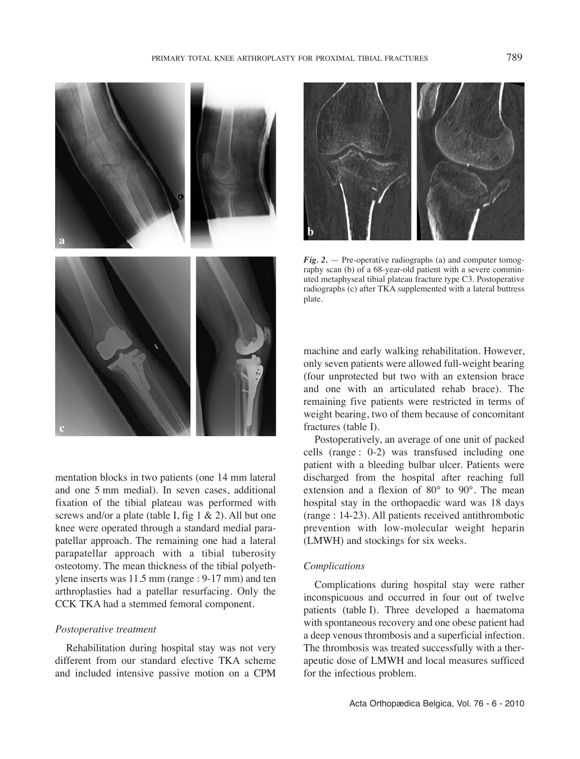*Fig. 2.* — Pre-operative radiographs (a) and computer tomography scan (b) of a 68-year-old patient with a severe comminuted metaphyseal tibial plateau fracture type C3. Postoperative radiographs (c) after TKA supplemented with a lateral buttress plate.

mentation blocks in two patients (one 14 mm lateral and one 5 mm medial). In seven cases, additional fixation of the tibial plateau was performed with screws and/or a plate (table I, fig 1 & 2). All but one knee were operated through a standard medial parapatellar approach. The remaining one had a lateral parapatellar approach with a tibial tuberosity osteotomy. The mean thickness of the tibial polyethylene inserts was 11.5 mm (range : 9-17 mm) and ten arthroplasties had a patellar resurfacing. Only the CCK TKA had a stemmed femoral component.

### *Postoperative treatment*

Rehabilitation during hospital stay was not very different from our standard elective TKA scheme and included intensive passive motion on a CPM machine and early walking rehabilitation. However, only seven patients were allowed full-weight bearing (four unprotected but two with an extension brace and one with an articulated rehab brace). The remaining five patients were restricted in terms of weight bearing, two of them because of concomitant fractures (table I).

Postoperatively, an average of one unit of packed cells (range : 0-2) was transfused including one patient with a bleeding bulbar ulcer. Patients were discharged from the hospital after reaching full extension and a flexion of 80° to 90°. The mean hospital stay in the orthopaedic ward was 18 days (range : 14-23). All patients received antithrombotic prevention with low-molecular weight heparin (LMWH) and stockings for six weeks.

### *Complications*

Complications during hospital stay were rather inconspicuous and occurred in four out of twelve patients (table I). Three developed a haematoma with spontaneous recovery and one obese patient had a deep venous thrombosis and a superficial infection. The thrombosis was treated successfully with a therapeutic dose of LMWH and local measures sufficed for the infectious problem.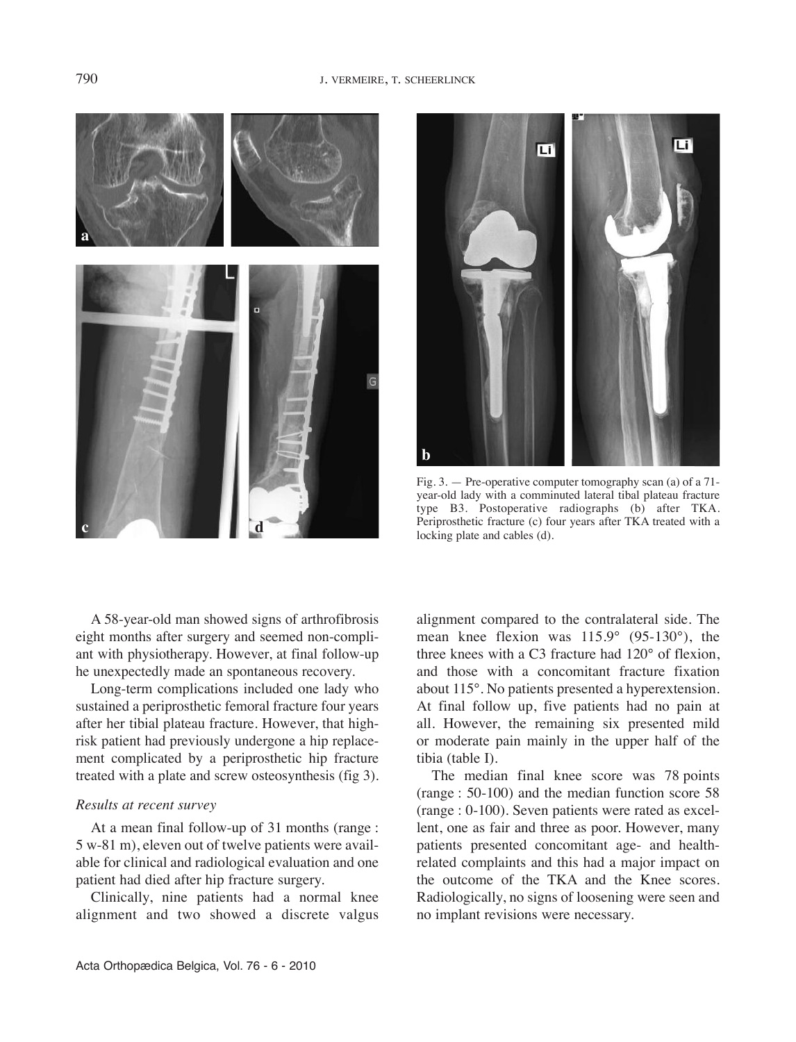Fig. 3. — Pre-operative computer tomography scan (a) of a 71-year-old lady with a comminuted lateral tibal plateau fracture type B3. Postoperative radiographs (b) after TKA. Periprosthetic fracture (c) four years after TKA treated with a locking plate and cables (d).

A 58-year-old man showed signs of arthrofibrosis eight months after surgery and seemed non-compliant with physiotherapy. However, at final follow-up he unexpectedly made an spontaneous recovery.

Long-term complications included one lady who sustained a periprosthetic femoral fracture four years after her tibial plateau fracture. However, that high-risk patient had previously undergone a hip replacement complicated by a periprosthetic hip fracture treated with a plate and screw osteosynthesis (fig 3).

*Results at recent survey*

At a mean final follow-up of 31 months (range : 5 w-81 m), eleven out of twelve patients were available for clinical and radiological evaluation and one patient had died after hip fracture surgery.

Clinically, nine patients had a normal knee alignment and two showed a discrete valgus alignment compared to the contralateral side. The mean knee flexion was 115.9° (95-130°), the three knees with a C3 fracture had 120° of flexion, and those with a concomitant fracture fixation about 115°. No patients presented a hyperextension. At final follow up, five patients had no pain at all. However, the remaining six presented mild or moderate pain mainly in the upper half of the tibia (table I).

The median final knee score was 78 points (range : 50-100) and the median function score 58 (range : 0-100). Seven patients were rated as excellent, one as fair and three as poor. However, many patients presented concomitant age- and health-related complaints and this had a major impact on the outcome of the TKA and the Knee scores. Radiologically, no signs of loosening were seen and no implant revisions were necessary.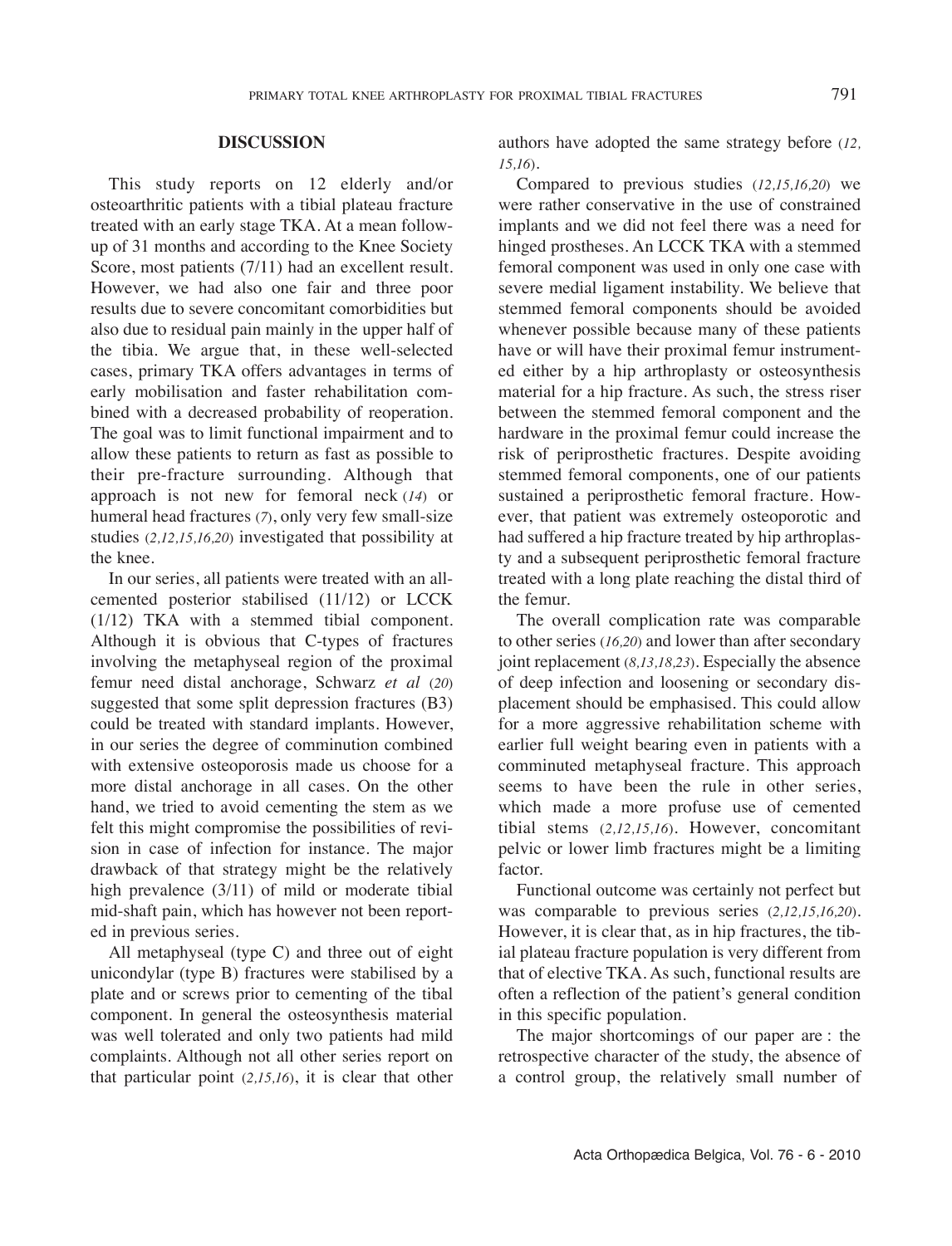## DISCUSSION

This study reports on 12 elderly and/or osteoarthritic patients with a tibial plateau fracture treated with an early stage TKA. At a mean follow-up of 31 months and according to the Knee Society Score, most patients (7/11) had an excellent result. However, we had also one fair and three poor results due to severe concomitant comorbidities but also due to residual pain mainly in the upper half of the tibia. We argue that, in these well-selected cases, primary TKA offers advantages in terms of early mobilisation and faster rehabilitation combined with a decreased probability of reoperation. The goal was to limit functional impairment and to allow these patients to return as fast as possible to their pre-fracture surrounding. Although that approach is not new for femoral neck (*14*) or humeral head fractures (*7*), only very few small-size studies (*2,12,15,16,20*) investigated that possibility at the knee.

In our series, all patients were treated with an all-cemented posterior stabilised (11/12) or LCCK (1/12) TKA with a stemmed tibial component. Although it is obvious that C-types of fractures involving the metaphyseal region of the proximal femur need distal anchorage, Schwarz *et al* (*20*) suggested that some split depression fractures (B3) could be treated with standard implants. However, in our series the degree of comminution combined with extensive osteoporosis made us choose for a more distal anchorage in all cases. On the other hand, we tried to avoid cementing the stem as we felt this might compromise the possibilities of revision in case of infection for instance. The major drawback of that strategy might be the relatively high prevalence (3/11) of mild or moderate tibial mid-shaft pain, which has however not been reported in previous series.

All metaphyseal (type C) and three out of eight unicondylar (type B) fractures were stabilised by a plate and or screws prior to cementing of the tibal component. In general the osteosynthesis material was well tolerated and only two patients had mild complaints. Although not all other series report on that particular point (*2,15,16*), it is clear that other authors have adopted the same strategy before (*12, 15,16*).

Compared to previous studies (*12,15,16,20*) we were rather conservative in the use of constrained implants and we did not feel there was a need for hinged prostheses. An LCCK TKA with a stemmed femoral component was used in only one case with severe medial ligament instability. We believe that stemmed femoral components should be avoided whenever possible because many of these patients have or will have their proximal femur instrumented either by a hip arthroplasty or osteosynthesis material for a hip fracture. As such, the stress riser between the stemmed femoral component and the hardware in the proximal femur could increase the risk of periprosthetic fractures. Despite avoiding stemmed femoral components, one of our patients sustained a periprosthetic femoral fracture. However, that patient was extremely osteoporotic and had suffered a hip fracture treated by hip arthroplasty and a subsequent periprosthetic femoral fracture treated with a long plate reaching the distal third of the femur.

The overall complication rate was comparable to other series (*16,20*) and lower than after secondary joint replacement (*8,13,18,23*). Especially the absence of deep infection and loosening or secondary displacement should be emphasised. This could allow for a more aggressive rehabilitation scheme with earlier full weight bearing even in patients with a comminuted metaphyseal fracture. This approach seems to have been the rule in other series, which made a more profuse use of cemented tibial stems (*2,12,15,16*). However, concomitant pelvic or lower limb fractures might be a limiting factor.

Functional outcome was certainly not perfect but was comparable to previous series (*2,12,15,16,20*). However, it is clear that, as in hip fractures, the tibial plateau fracture population is very different from that of elective TKA. As such, functional results are often a reflection of the patient's general condition in this specific population.

The major shortcomings of our paper are : the retrospective character of the study, the absence of a control group, the relatively small number of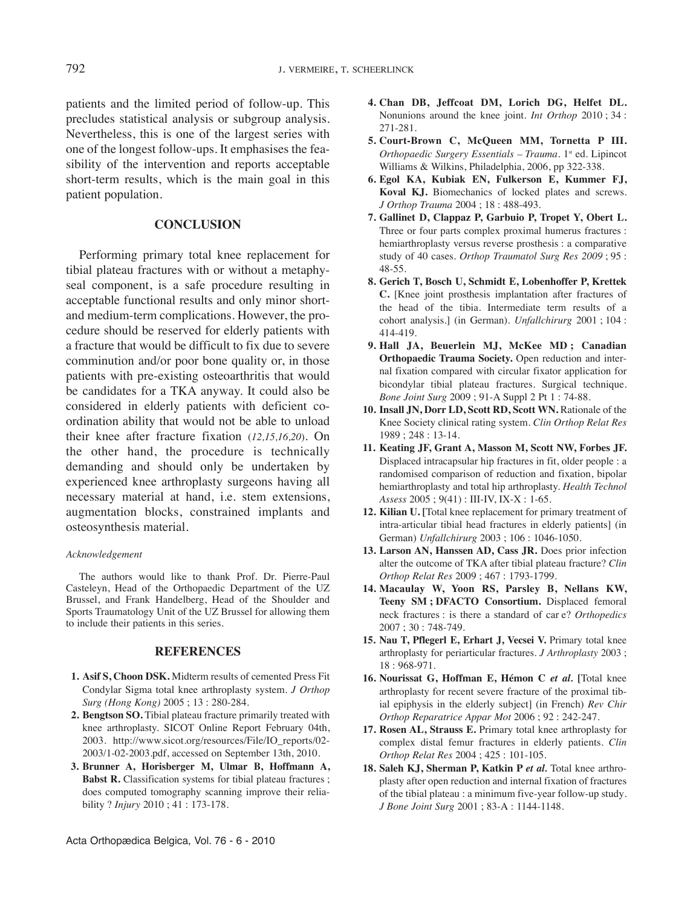patients and the limited period of follow-up. This precludes statistical analysis or subgroup analysis. Nevertheless, this is one of the largest series with one of the longest follow-ups. It emphasises the feasibility of the intervention and reports acceptable short-term results, which is the main goal in this patient population.

## CONCLUSION

Performing primary total knee replacement for tibial plateau fractures with or without a metaphyseal component, is a safe procedure resulting in acceptable functional results and only minor short- and medium-term complications. However, the procedure should be reserved for elderly patients with a fracture that would be difficult to fix due to severe comminution and/or poor bone quality or, in those patients with pre-existing osteoarthritis that would be candidates for a TKA anyway. It could also be considered in elderly patients with deficient coordination ability that would not be able to unload their knee after fracture fixation (*12,15,16,20*). On the other hand, the procedure is technically demanding and should only be undertaken by experienced knee arthroplasty surgeons having all necessary material at hand, i.e. stem extensions, augmentation blocks, constrained implants and osteosynthesis material.

*Acknowledgement*

The authors would like to thank Prof. Dr. Pierre-Paul Casteleyn, Head of the Orthopaedic Department of the UZ Brussel, and Frank Handelberg, Head of the Shoulder and Sports Traumatology Unit of the UZ Brussel for allowing them to include their patients in this series.

## REFERENCES

1. **Asif S, Choon DSK.** Midterm results of cemented Press Fit Condylar Sigma total knee arthroplasty system. *J Orthop Surg (Hong Kong)* 2005 ; 13 : 280-284.
2. **Bengtson SO.** Tibial plateau fracture primarily treated with knee arthroplasty. SICOT Online Report February 04th, 2003. http://www.sicot.org/resources/File/IO_reports/02-2003/1-02-2003.pdf, accessed on September 13th, 2010.
3. **Brunner A, Horisberger M, Ulmar B, Hoffmann A, Babst R.** Classification systems for tibial plateau fractures ; does computed tomography scanning improve their reliability ? *Injury* 2010 ; 41 : 173-178.
4. **Chan DB, Jeffcoat DM, Lorich DG, Helfet DL.** Nonunions around the knee joint. *Int Orthop* 2010 ; 34 : 271-281.
5. **Court-Brown C, McQueen MM, Tornetta P III.** *Orthopaedic Surgery Essentials – Trauma*. 1st ed. Lipincot Williams & Wilkins, Philadelphia, 2006, pp 322-338.
6. **Egol KA, Kubiak EN, Fulkerson E, Kummer FJ, Koval KJ.** Biomechanics of locked plates and screws. *J Orthop Trauma* 2004 ; 18 : 488-493.
7. **Gallinet D, Clappaz P, Garbuio P, Tropet Y, Obert L.** Three or four parts complex proximal humerus fractures : hemiarthroplasty versus reverse prosthesis : a comparative study of 40 cases. *Orthop Traumatol Surg Res 2009* ; 95 : 48-55.
8. **Gerich T, Bosch U, Schmidt E, Lobenhoffer P, Krettek C.** [Knee joint prosthesis implantation after fractures of the head of the tibia. Intermediate term results of a cohort analysis.] (in German). *Unfallchirurg* 2001 ; 104 : 414-419.
9. **Hall JA, Beuerlein MJ, McKee MD ; Canadian Orthopaedic Trauma Society.** Open reduction and internal fixation compared with circular fixator application for bicondylar tibial plateau fractures. Surgical technique. *Bone Joint Surg* 2009 ; 91-A Suppl 2 Pt 1 : 74-88.
10. **Insall JN, Dorr LD, Scott RD, Scott WN.** Rationale of the Knee Society clinical rating system. *Clin Orthop Relat Res* 1989 ; 248 : 13-14.
11. **Keating JF, Grant A, Masson M, Scott NW, Forbes JF.** Displaced intracapsular hip fractures in fit, older people : a randomised comparison of reduction and fixation, bipolar hemiarthroplasty and total hip arthroplasty. *Health Technol Assess* 2005 ; 9(41) : III-IV, IX-X : 1-65.
12. **Kilian U.** [Total knee replacement for primary treatment of intra-articular tibial head fractures in elderly patients] (in German) *Unfallchirurg* 2003 ; 106 : 1046-1050.
13. **Larson AN, Hanssen AD, Cass JR.** Does prior infection alter the outcome of TKA after tibial plateau fracture? *Clin Orthop Relat Res* 2009 ; 467 : 1793-1799.
14. **Macaulay W, Yoon RS, Parsley B, Nellans KW, Teeny SM ; DFACTO Consortium.** Displaced femoral neck fractures : is there a standard of car e? *Orthopedics* 2007 ; 30 : 748-749.
15. **Nau T, Pflegerl E, Erhart J, Vecsei V.** Primary total knee arthroplasty for periarticular fractures. *J Arthroplasty* 2003 ; 18 : 968-971.
16. **Nourissat G, Hoffman E, Hémon C *et al.*** [Total knee arthroplasty for recent severe fracture of the proximal tibial epiphysis in the elderly subject] (in French) *Rev Chir Orthop Reparatrice Appar Mot* 2006 ; 92 : 242-247.
17. **Rosen AL, Strauss E.** Primary total knee arthroplasty for complex distal femur fractures in elderly patients. *Clin Orthop Relat Res* 2004 ; 425 : 101-105.
18. **Saleh KJ, Sherman P, Katkin P *et al.*** Total knee arthroplasty after open reduction and internal fixation of fractures of the tibial plateau : a minimum five-year follow-up study. *J Bone Joint Surg* 2001 ; 83-A : 1144-1148.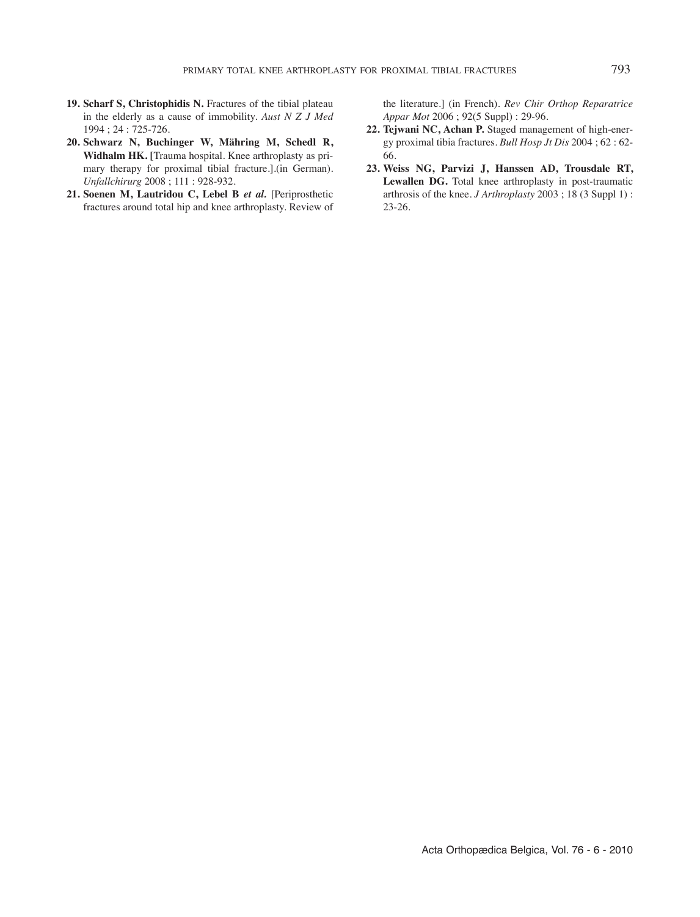**19. Scharf S, Christophidis N.** Fractures of the tibial plateau in the elderly as a cause of immobility. *Aust N Z J Med* 1994 ; 24 : 725-726.

**20. Schwarz N, Buchinger W, Mähring M, Schedl R, Widhalm HK.** [Trauma hospital. Knee arthroplasty as primary therapy for proximal tibial fracture.].(in German). *Unfallchirurg* 2008 ; 111 : 928-932.

**21. Soenen M, Lautridou C, Lebel B *et al.*** [Periprosthetic fractures around total hip and knee arthroplasty. Review of the literature.] (in French). *Rev Chir Orthop Reparatrice Appar Mot* 2006 ; 92(5 Suppl) : 29-96.

**22. Tejwani NC, Achan P.** Staged management of high-energy proximal tibia fractures. *Bull Hosp Jt Dis* 2004 ; 62 : 62-66.

**23. Weiss NG, Parvizi J, Hanssen AD, Trousdale RT, Lewallen DG.** Total knee arthroplasty in post-traumatic arthrosis of the knee. *J Arthroplasty* 2003 ; 18 (3 Suppl 1) : 23-26.